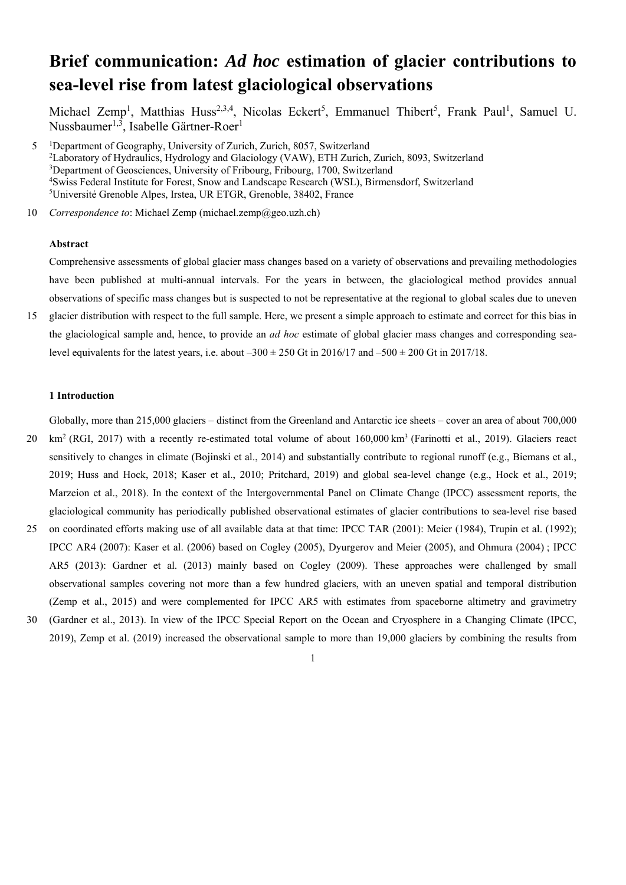# Brief communication: *Ad hoc* estimation of glacier contributions to sea-level rise from latest glaciological observations

Michael Zemp[1], Matthias Huss[2,3,4], Nicolas Eckert[5], Emmanuel Thibert[5], Frank Paul[1], Samuel U. Nussbaumer[1,3], Isabelle Gärtner-Roer[1]

[1]Department of Geography, University of Zurich, Zurich, 8057, Switzerland
[2]Laboratory of Hydraulics, Hydrology and Glaciology (VAW), ETH Zurich, Zurich, 8093, Switzerland
[3]Department of Geosciences, University of Fribourg, Fribourg, 1700, Switzerland
[4]Swiss Federal Institute for Forest, Snow and Landscape Research (WSL), Birmensdorf, Switzerland
[5]Université Grenoble Alpes, Irstea, UR ETGR, Grenoble, 38402, France

*Correspondence to*: Michael Zemp (michael.zemp@geo.uzh.ch)

**Abstract**

Comprehensive assessments of global glacier mass changes based on a variety of observations and prevailing methodologies have been published at multi-annual intervals. For the years in between, the glaciological method provides annual observations of specific mass changes but is suspected to not be representative at the regional to global scales due to uneven glacier distribution with respect to the full sample. Here, we present a simple approach to estimate and correct for this bias in the glaciological sample and, hence, to provide an *ad hoc* estimate of global glacier mass changes and corresponding sea-level equivalents for the latest years, i.e. about –300 ± 250 Gt in 2016/17 and –500 ± 200 Gt in 2017/18.

## 1 Introduction

Globally, more than 215,000 glaciers – distinct from the Greenland and Antarctic ice sheets – cover an area of about 700,000 km$^2$ (RGI, 2017) with a recently re-estimated total volume of about 160,000 km$^3$ (Farinotti et al., 2019). Glaciers react sensitively to changes in climate (Bojinski et al., 2014) and substantially contribute to regional runoff (e.g., Biemans et al., 2019; Huss and Hock, 2018; Kaser et al., 2010; Pritchard, 2019) and global sea-level change (e.g., Hock et al., 2019; Marzeion et al., 2018). In the context of the Intergovernmental Panel on Climate Change (IPCC) assessment reports, the glaciological community has periodically published observational estimates of glacier contributions to sea-level rise based on coordinated efforts making use of all available data at that time: IPCC TAR (2001): Meier (1984), Trupin et al. (1992); IPCC AR4 (2007): Kaser et al. (2006) based on Cogley (2005), Dyurgerov and Meier (2005), and Ohmura (2004) ; IPCC AR5 (2013): Gardner et al. (2013) mainly based on Cogley (2009). These approaches were challenged by small observational samples covering not more than a few hundred glaciers, with an uneven spatial and temporal distribution (Zemp et al., 2015) and were complemented for IPCC AR5 with estimates from spaceborne altimetry and gravimetry (Gardner et al., 2013). In view of the IPCC Special Report on the Ocean and Cryosphere in a Changing Climate (IPCC, 2019), Zemp et al. (2019) increased the observational sample to more than 19,000 glaciers by combining the results from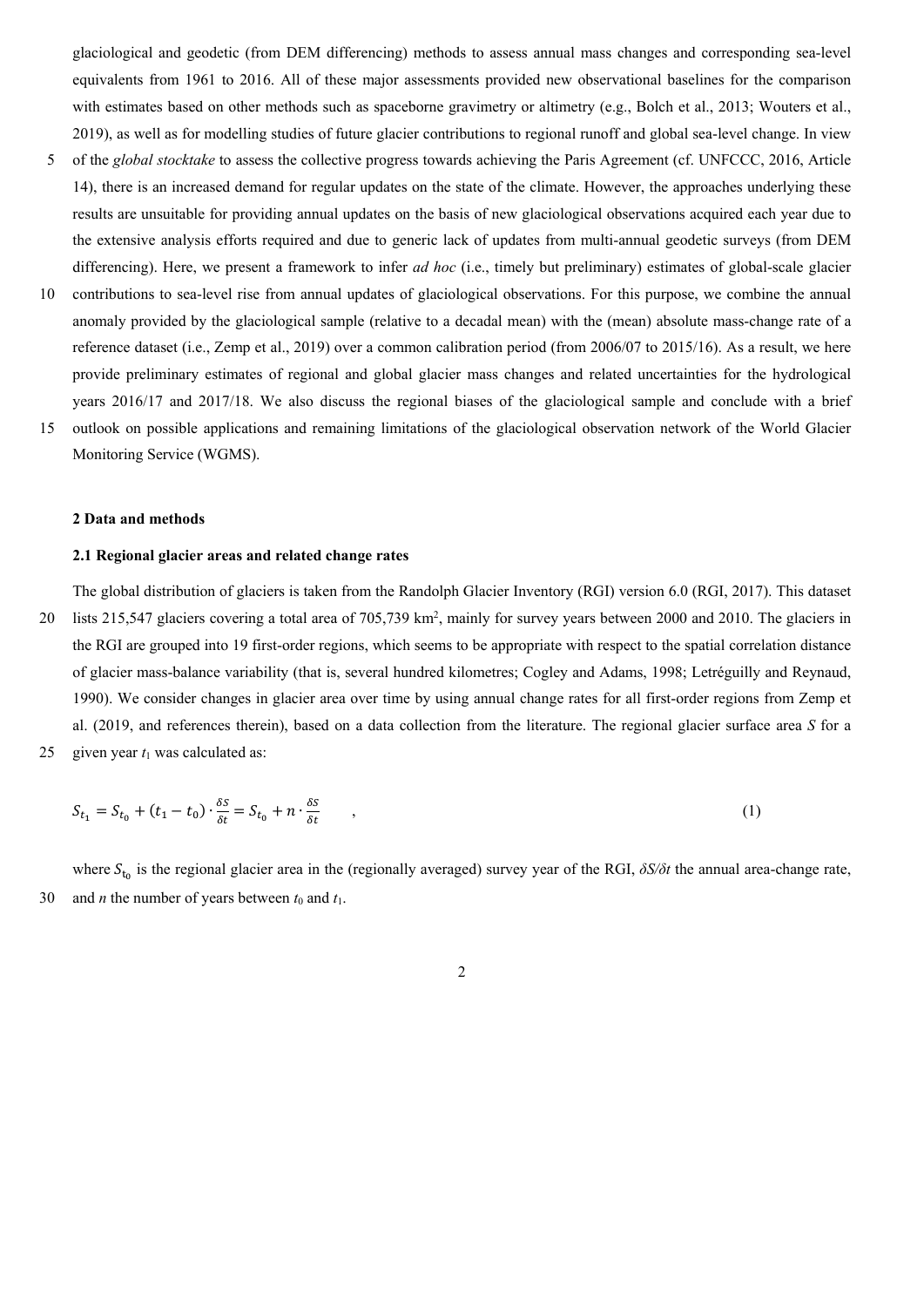glaciological and geodetic (from DEM differencing) methods to assess annual mass changes and corresponding sea-level equivalents from 1961 to 2016. All of these major assessments provided new observational baselines for the comparison with estimates based on other methods such as spaceborne gravimetry or altimetry (e.g., Bolch et al., 2013; Wouters et al., 2019), as well as for modelling studies of future glacier contributions to regional runoff and global sea-level change. In view of the *global stocktake* to assess the collective progress towards achieving the Paris Agreement (cf. UNFCCC, 2016, Article 14), there is an increased demand for regular updates on the state of the climate. However, the approaches underlying these results are unsuitable for providing annual updates on the basis of new glaciological observations acquired each year due to the extensive analysis efforts required and due to generic lack of updates from multi-annual geodetic surveys (from DEM differencing). Here, we present a framework to infer *ad hoc* (i.e., timely but preliminary) estimates of global-scale glacier contributions to sea-level rise from annual updates of glaciological observations. For this purpose, we combine the annual anomaly provided by the glaciological sample (relative to a decadal mean) with the (mean) absolute mass-change rate of a reference dataset (i.e., Zemp et al., 2019) over a common calibration period (from 2006/07 to 2015/16). As a result, we here provide preliminary estimates of regional and global glacier mass changes and related uncertainties for the hydrological years 2016/17 and 2017/18. We also discuss the regional biases of the glaciological sample and conclude with a brief outlook on possible applications and remaining limitations of the glaciological observation network of the World Glacier Monitoring Service (WGMS).

## 2 Data and methods

### 2.1 Regional glacier areas and related change rates

The global distribution of glaciers is taken from the Randolph Glacier Inventory (RGI) version 6.0 (RGI, 2017). This dataset lists 215,547 glaciers covering a total area of 705,739 km$^2$, mainly for survey years between 2000 and 2010. The glaciers in the RGI are grouped into 19 first-order regions, which seems to be appropriate with respect to the spatial correlation distance of glacier mass-balance variability (that is, several hundred kilometres; Cogley and Adams, 1998; Letréguilly and Reynaud, 1990). We consider changes in glacier area over time by using annual change rates for all first-order regions from Zemp et al. (2019, and references therein), based on a data collection from the literature. The regional glacier surface area $S$ for a given year $t_1$ was calculated as:

$$S_{t_1} = S_{t_0} + (t_1 - t_0) \cdot \frac{\delta S}{\delta t} = S_{t_0} + n \cdot \frac{\delta S}{\delta t} \quad , \tag{1}$$

where $S_{t_0}$ is the regional glacier area in the (regionally averaged) survey year of the RGI, $\delta S/\delta t$ the annual area-change rate, and $n$ the number of years between $t_0$ and $t_1$.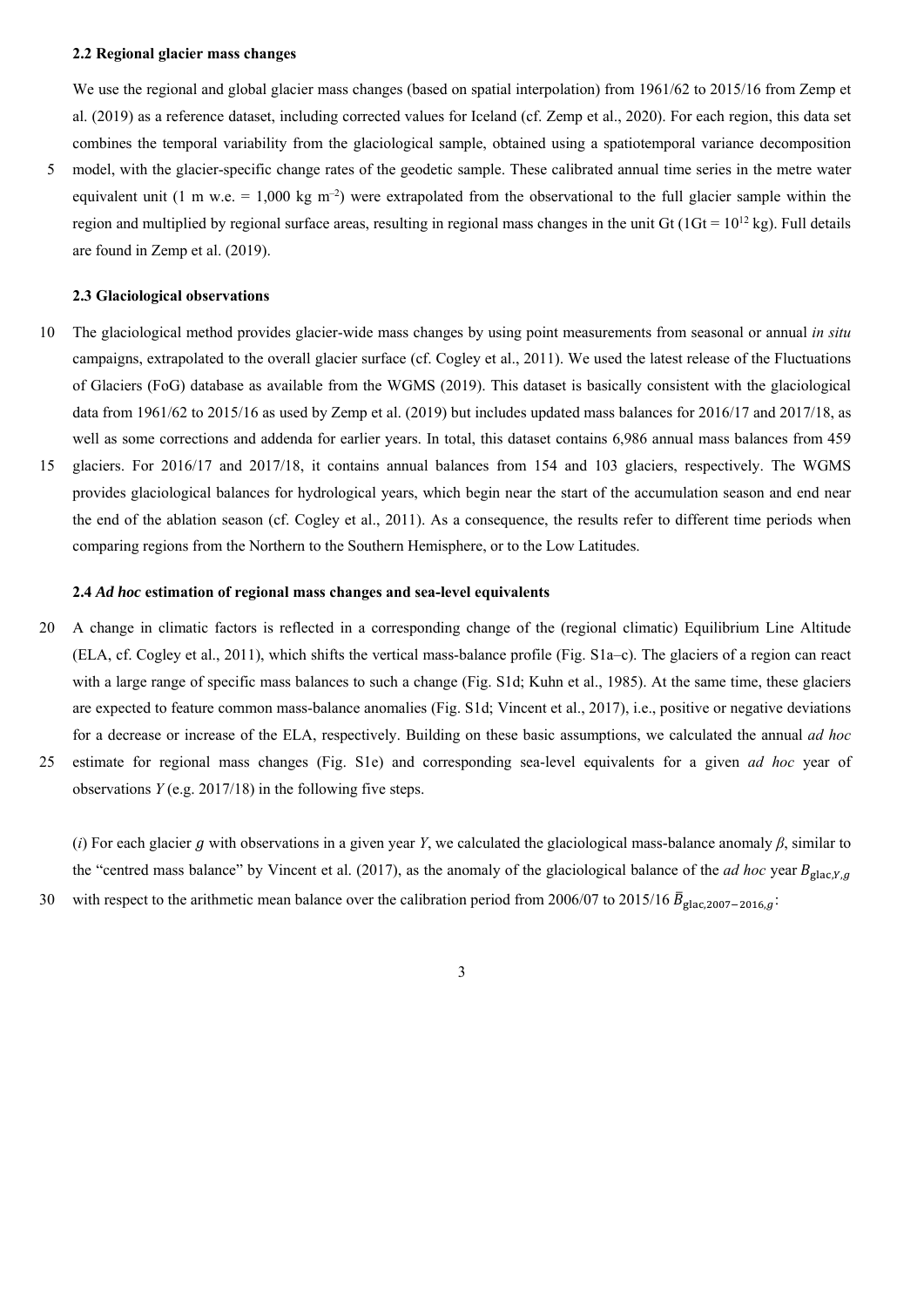### 2.2 Regional glacier mass changes

We use the regional and global glacier mass changes (based on spatial interpolation) from 1961/62 to 2015/16 from Zemp et al. (2019) as a reference dataset, including corrected values for Iceland (cf. Zemp et al., 2020). For each region, this data set combines the temporal variability from the glaciological sample, obtained using a spatiotemporal variance decomposition model, with the glacier-specific change rates of the geodetic sample. These calibrated annual time series in the metre water equivalent unit (1 m w.e. = 1,000 kg m$^{-2}$) were extrapolated from the observational to the full glacier sample within the region and multiplied by regional surface areas, resulting in regional mass changes in the unit Gt (1Gt = $10^{12}$ kg). Full details are found in Zemp et al. (2019).

### 2.3 Glaciological observations

The glaciological method provides glacier-wide mass changes by using point measurements from seasonal or annual *in situ* campaigns, extrapolated to the overall glacier surface (cf. Cogley et al., 2011). We used the latest release of the Fluctuations of Glaciers (FoG) database as available from the WGMS (2019). This dataset is basically consistent with the glaciological data from 1961/62 to 2015/16 as used by Zemp et al. (2019) but includes updated mass balances for 2016/17 and 2017/18, as well as some corrections and addenda for earlier years. In total, this dataset contains 6,986 annual mass balances from 459 glaciers. For 2016/17 and 2017/18, it contains annual balances from 154 and 103 glaciers, respectively. The WGMS provides glaciological balances for hydrological years, which begin near the start of the accumulation season and end near the end of the ablation season (cf. Cogley et al., 2011). As a consequence, the results refer to different time periods when comparing regions from the Northern to the Southern Hemisphere, or to the Low Latitudes.

### 2.4 *Ad hoc* estimation of regional mass changes and sea-level equivalents

A change in climatic factors is reflected in a corresponding change of the (regional climatic) Equilibrium Line Altitude (ELA, cf. Cogley et al., 2011), which shifts the vertical mass-balance profile (Fig. S1a–c). The glaciers of a region can react with a large range of specific mass balances to such a change (Fig. S1d; Kuhn et al., 1985). At the same time, these glaciers are expected to feature common mass-balance anomalies (Fig. S1d; Vincent et al., 2017), i.e., positive or negative deviations for a decrease or increase of the ELA, respectively. Building on these basic assumptions, we calculated the annual *ad hoc* estimate for regional mass changes (Fig. S1e) and corresponding sea-level equivalents for a given *ad hoc* year of observations $Y$ (e.g. 2017/18) in the following five steps.

(*i*) For each glacier $g$ with observations in a given year $Y$, we calculated the glaciological mass-balance anomaly $\beta$, similar to the "centred mass balance" by Vincent et al. (2017), as the anomaly of the glaciological balance of the *ad hoc* year $B_{\mathrm{glac},Y,g}$ with respect to the arithmetic mean balance over the calibration period from 2006/07 to 2015/16 $\bar{B}_{\mathrm{glac},2007-2016,g}$: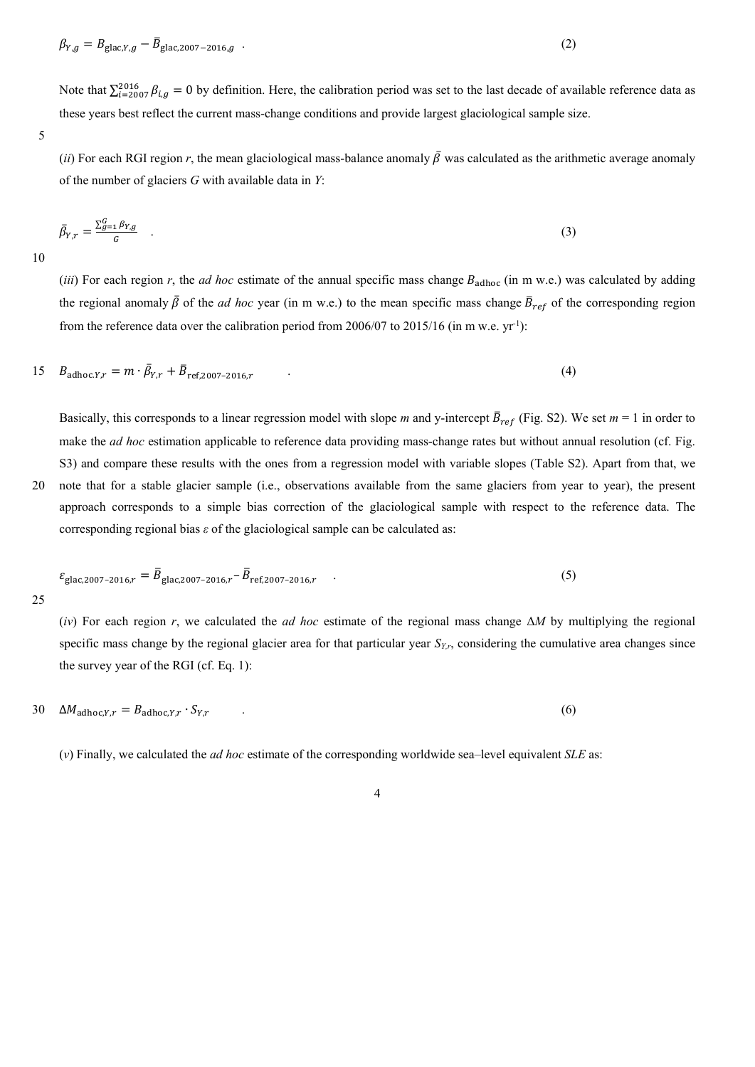$$\beta_{Y,g} = B_{\text{glac},Y,g} - \bar{B}_{\text{glac},2007-2016,g} \quad . \tag{2}$$

Note that $\sum_{i=2007}^{2016} \beta_{i,g} = 0$ by definition. Here, the calibration period was set to the last decade of available reference data as these years best reflect the current mass-change conditions and provide largest glaciological sample size.

(*ii*) For each RGI region *r*, the mean glaciological mass-balance anomaly $\bar{\beta}$ was calculated as the arithmetic average anomaly of the number of glaciers *G* with available data in *Y*:

$$\bar{\beta}_{Y,r} = \frac{\sum_{g=1}^{G} \beta_{Y,g}}{G} \quad . \tag{3}$$

(*iii*) For each region *r*, the *ad hoc* estimate of the annual specific mass change $B_{\text{adhoc}}$ (in m w.e.) was calculated by adding the regional anomaly $\bar{\beta}$ of the *ad hoc* year (in m w.e.) to the mean specific mass change $\bar{B}_{ref}$ of the corresponding region from the reference data over the calibration period from 2006/07 to 2015/16 (in m w.e. yr$^{-1}$):

$$B_{\text{adhoc}.Y,r} = m \cdot \bar{\beta}_{Y,r} + \bar{B}_{\text{ref},2007-2016,r} \quad . \tag{4}$$

Basically, this corresponds to a linear regression model with slope *m* and y-intercept $\bar{B}_{ref}$ (Fig. S2). We set $m = 1$ in order to make the *ad hoc* estimation applicable to reference data providing mass-change rates but without annual resolution (cf. Fig. S3) and compare these results with the ones from a regression model with variable slopes (Table S2). Apart from that, we note that for a stable glacier sample (i.e., observations available from the same glaciers from year to year), the present approach corresponds to a simple bias correction of the glaciological sample with respect to the reference data. The corresponding regional bias $\varepsilon$ of the glaciological sample can be calculated as:

$$\varepsilon_{\text{glac},2007-2016,r} = \bar{B}_{\text{glac}2007-2016,r} - \bar{B}_{\text{ref},2007-2016,r} \quad . \tag{5}$$

(*iv*) For each region *r*, we calculated the *ad hoc* estimate of the regional mass change $\Delta M$ by multiplying the regional specific mass change by the regional glacier area for that particular year $S_{Y,r}$, considering the cumulative area changes since the survey year of the RGI (cf. Eq. 1):

$$\Delta M_{\text{adhoc},Y,r} = B_{\text{adhoc},Y,r} \cdot S_{Y,r} \quad . \tag{6}$$

(*v*) Finally, we calculated the *ad hoc* estimate of the corresponding worldwide sea–level equivalent *SLE* as: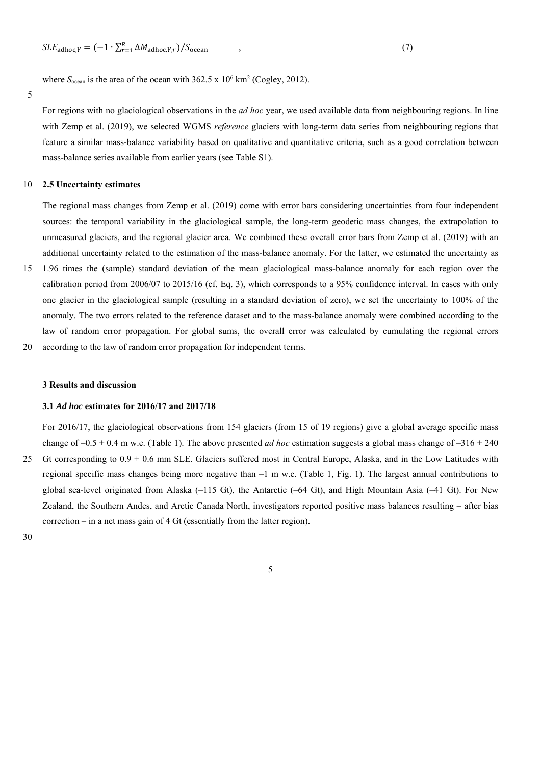$$SLE_{\mathrm{adhoc},Y} = \left(-1 \cdot \sum_{r=1}^{R} \Delta M_{\mathrm{adhoc},Y,r}\right) / S_{\mathrm{ocean}} \quad , \tag{7}$$

where $S_{\mathrm{ocean}}$ is the area of the ocean with 362.5 x $10^6$ $\mathrm{km}^2$ (Cogley, 2012).

For regions with no glaciological observations in the *ad hoc* year, we used available data from neighbouring regions. In line with Zemp et al. (2019), we selected WGMS *reference* glaciers with long-term data series from neighbouring regions that feature a similar mass-balance variability based on qualitative and quantitative criteria, such as a good correlation between mass-balance series available from earlier years (see Table S1).

### 2.5 Uncertainty estimates

The regional mass changes from Zemp et al. (2019) come with error bars considering uncertainties from four independent sources: the temporal variability in the glaciological sample, the long-term geodetic mass changes, the extrapolation to unmeasured glaciers, and the regional glacier area. We combined these overall error bars from Zemp et al. (2019) with an additional uncertainty related to the estimation of the mass-balance anomaly. For the latter, we estimated the uncertainty as 1.96 times the (sample) standard deviation of the mean glaciological mass-balance anomaly for each region over the calibration period from 2006/07 to 2015/16 (cf. Eq. 3), which corresponds to a 95% confidence interval. In cases with only one glacier in the glaciological sample (resulting in a standard deviation of zero), we set the uncertainty to 100% of the anomaly. The two errors related to the reference dataset and to the mass-balance anomaly were combined according to the law of random error propagation. For global sums, the overall error was calculated by cumulating the regional errors according to the law of random error propagation for independent terms.

## 3 Results and discussion

### 3.1 *Ad hoc* estimates for 2016/17 and 2017/18

For 2016/17, the glaciological observations from 154 glaciers (from 15 of 19 regions) give a global average specific mass change of –0.5 ± 0.4 m w.e. (Table 1). The above presented *ad hoc* estimation suggests a global mass change of –316 ± 240 Gt corresponding to 0.9 ± 0.6 mm SLE. Glaciers suffered most in Central Europe, Alaska, and in the Low Latitudes with regional specific mass changes being more negative than –1 m w.e. (Table 1, Fig. 1). The largest annual contributions to global sea-level originated from Alaska (–115 Gt), the Antarctic (–64 Gt), and High Mountain Asia (–41 Gt). For New Zealand, the Southern Andes, and Arctic Canada North, investigators reported positive mass balances resulting – after bias correction – in a net mass gain of 4 Gt (essentially from the latter region).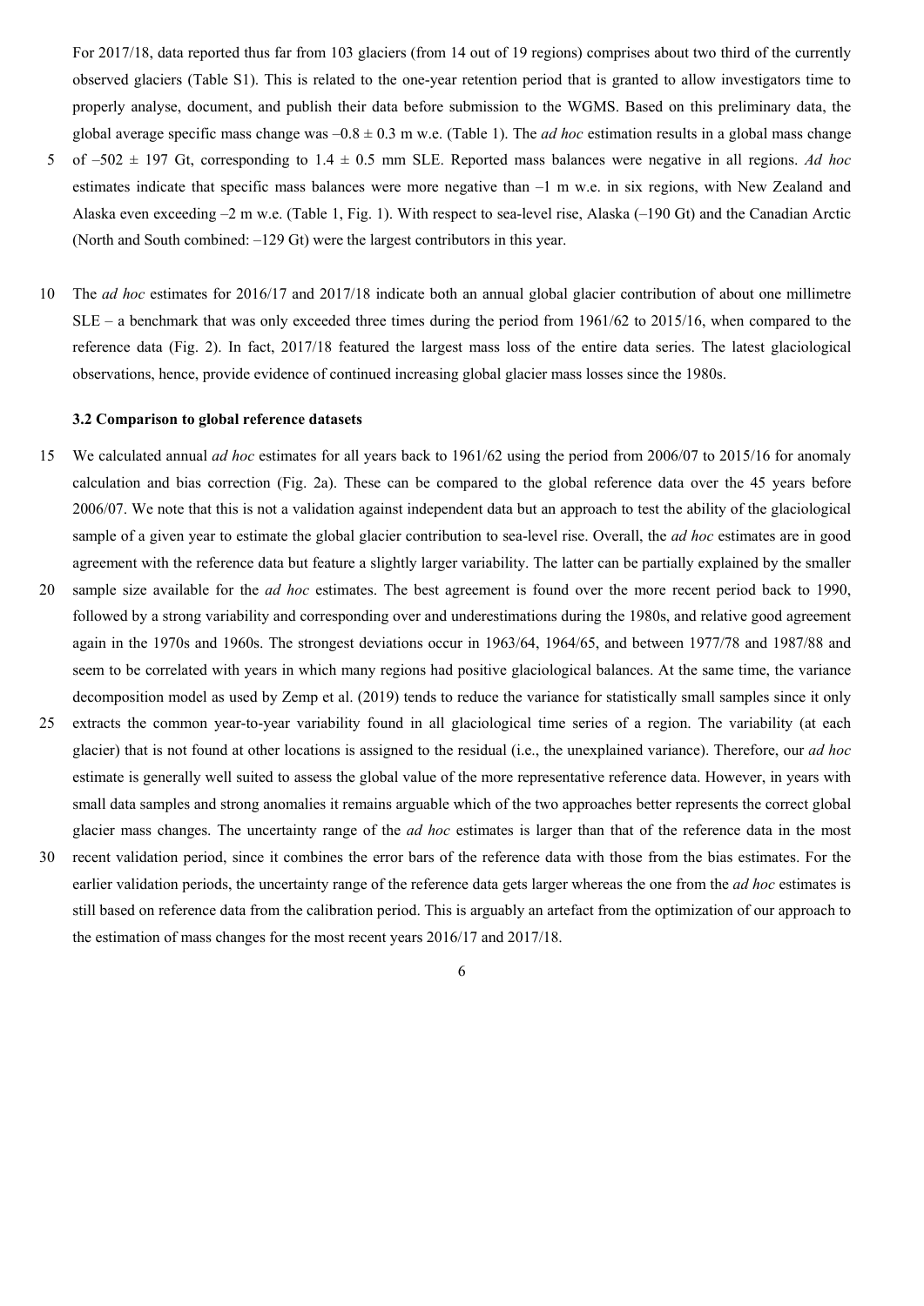For 2017/18, data reported thus far from 103 glaciers (from 14 out of 19 regions) comprises about two third of the currently observed glaciers (Table S1). This is related to the one-year retention period that is granted to allow investigators time to properly analyse, document, and publish their data before submission to the WGMS. Based on this preliminary data, the global average specific mass change was $-0.8 \pm 0.3$ m w.e. (Table 1). The *ad hoc* estimation results in a global mass change of $-502 \pm 197$ Gt, corresponding to $1.4 \pm 0.5$ mm SLE. Reported mass balances were negative in all regions. *Ad hoc* estimates indicate that specific mass balances were more negative than –1 m w.e. in six regions, with New Zealand and Alaska even exceeding –2 m w.e. (Table 1, Fig. 1). With respect to sea-level rise, Alaska (–190 Gt) and the Canadian Arctic (North and South combined: –129 Gt) were the largest contributors in this year.

The *ad hoc* estimates for 2016/17 and 2017/18 indicate both an annual global glacier contribution of about one millimetre SLE – a benchmark that was only exceeded three times during the period from 1961/62 to 2015/16, when compared to the reference data (Fig. 2). In fact, 2017/18 featured the largest mass loss of the entire data series. The latest glaciological observations, hence, provide evidence of continued increasing global glacier mass losses since the 1980s.

### 3.2 Comparison to global reference datasets

We calculated annual *ad hoc* estimates for all years back to 1961/62 using the period from 2006/07 to 2015/16 for anomaly calculation and bias correction (Fig. 2a). These can be compared to the global reference data over the 45 years before 2006/07. We note that this is not a validation against independent data but an approach to test the ability of the glaciological sample of a given year to estimate the global glacier contribution to sea-level rise. Overall, the *ad hoc* estimates are in good agreement with the reference data but feature a slightly larger variability. The latter can be partially explained by the smaller sample size available for the *ad hoc* estimates. The best agreement is found over the more recent period back to 1990, followed by a strong variability and corresponding over and underestimations during the 1980s, and relative good agreement again in the 1970s and 1960s. The strongest deviations occur in 1963/64, 1964/65, and between 1977/78 and 1987/88 and seem to be correlated with years in which many regions had positive glaciological balances. At the same time, the variance decomposition model as used by Zemp et al. (2019) tends to reduce the variance for statistically small samples since it only extracts the common year-to-year variability found in all glaciological time series of a region. The variability (at each glacier) that is not found at other locations is assigned to the residual (i.e., the unexplained variance). Therefore, our *ad hoc* estimate is generally well suited to assess the global value of the more representative reference data. However, in years with small data samples and strong anomalies it remains arguable which of the two approaches better represents the correct global glacier mass changes. The uncertainty range of the *ad hoc* estimates is larger than that of the reference data in the most recent validation period, since it combines the error bars of the reference data with those from the bias estimates. For the earlier validation periods, the uncertainty range of the reference data gets larger whereas the one from the *ad hoc* estimates is still based on reference data from the calibration period. This is arguably an artefact from the optimization of our approach to the estimation of mass changes for the most recent years 2016/17 and 2017/18.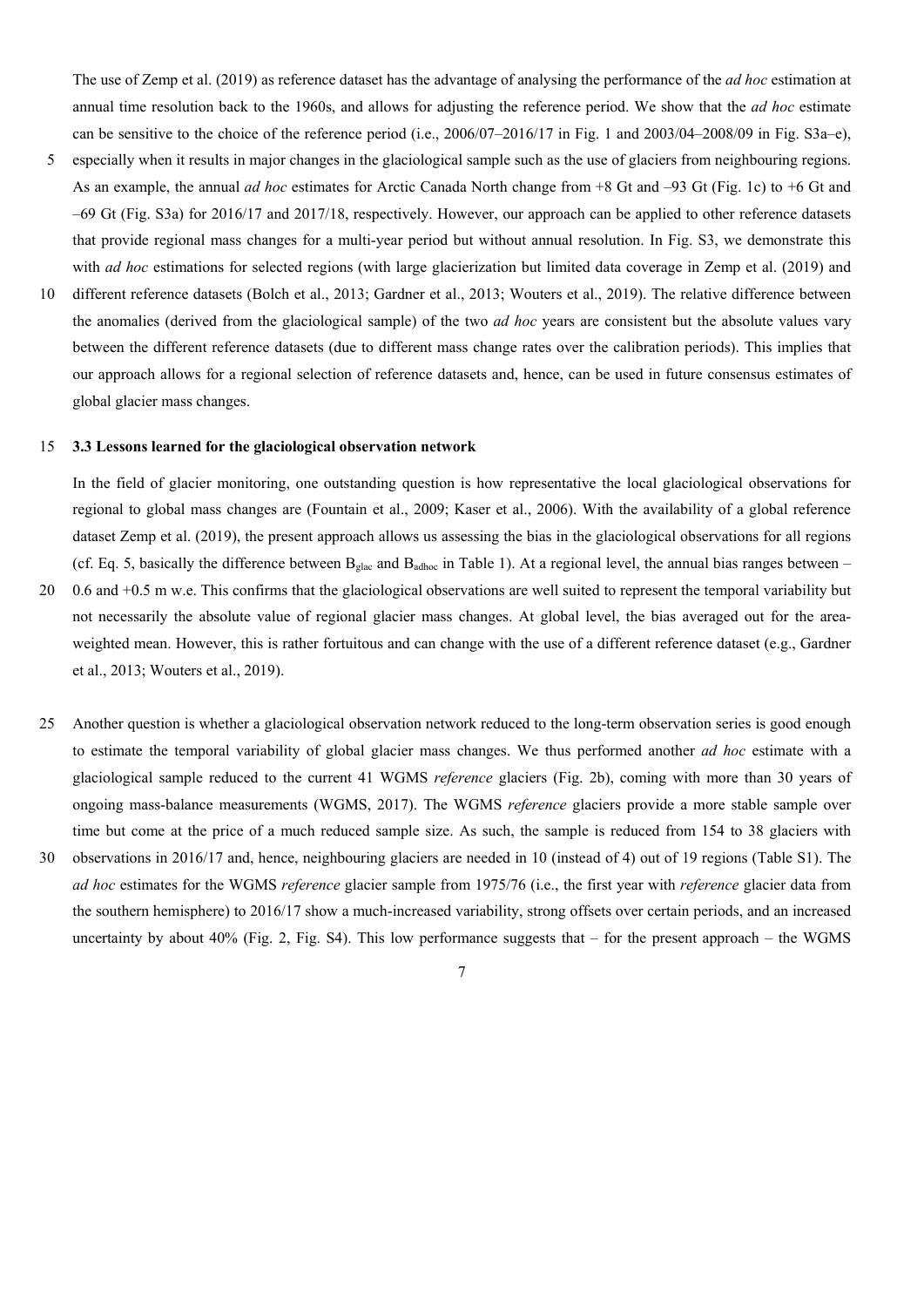The use of Zemp et al. (2019) as reference dataset has the advantage of analysing the performance of the *ad hoc* estimation at annual time resolution back to the 1960s, and allows for adjusting the reference period. We show that the *ad hoc* estimate can be sensitive to the choice of the reference period (i.e., 2006/07–2016/17 in Fig. 1 and 2003/04–2008/09 in Fig. S3a–e), especially when it results in major changes in the glaciological sample such as the use of glaciers from neighbouring regions. As an example, the annual *ad hoc* estimates for Arctic Canada North change from +8 Gt and –93 Gt (Fig. 1c) to +6 Gt and –69 Gt (Fig. S3a) for 2016/17 and 2017/18, respectively. However, our approach can be applied to other reference datasets that provide regional mass changes for a multi-year period but without annual resolution. In Fig. S3, we demonstrate this with *ad hoc* estimations for selected regions (with large glacierization but limited data coverage in Zemp et al. (2019) and different reference datasets (Bolch et al., 2013; Gardner et al., 2013; Wouters et al., 2019). The relative difference between the anomalies (derived from the glaciological sample) of the two *ad hoc* years are consistent but the absolute values vary between the different reference datasets (due to different mass change rates over the calibration periods). This implies that our approach allows for a regional selection of reference datasets and, hence, can be used in future consensus estimates of global glacier mass changes.

### 3.3 Lessons learned for the glaciological observation network

In the field of glacier monitoring, one outstanding question is how representative the local glaciological observations for regional to global mass changes are (Fountain et al., 2009; Kaser et al., 2006). With the availability of a global reference dataset Zemp et al. (2019), the present approach allows us assessing the bias in the glaciological observations for all regions (cf. Eq. 5, basically the difference between $B_{glac}$ and $B_{adhoc}$ in Table 1). At a regional level, the annual bias ranges between –0.6 and +0.5 m w.e. This confirms that the glaciological observations are well suited to represent the temporal variability but not necessarily the absolute value of regional glacier mass changes. At global level, the bias averaged out for the area-weighted mean. However, this is rather fortuitous and can change with the use of a different reference dataset (e.g., Gardner et al., 2013; Wouters et al., 2019).

Another question is whether a glaciological observation network reduced to the long-term observation series is good enough to estimate the temporal variability of global glacier mass changes. We thus performed another *ad hoc* estimate with a glaciological sample reduced to the current 41 WGMS *reference* glaciers (Fig. 2b), coming with more than 30 years of ongoing mass-balance measurements (WGMS, 2017). The WGMS *reference* glaciers provide a more stable sample over time but come at the price of a much reduced sample size. As such, the sample is reduced from 154 to 38 glaciers with observations in 2016/17 and, hence, neighbouring glaciers are needed in 10 (instead of 4) out of 19 regions (Table S1). The *ad hoc* estimates for the WGMS *reference* glacier sample from 1975/76 (i.e., the first year with *reference* glacier data from the southern hemisphere) to 2016/17 show a much-increased variability, strong offsets over certain periods, and an increased uncertainty by about 40% (Fig. 2, Fig. S4). This low performance suggests that – for the present approach – the WGMS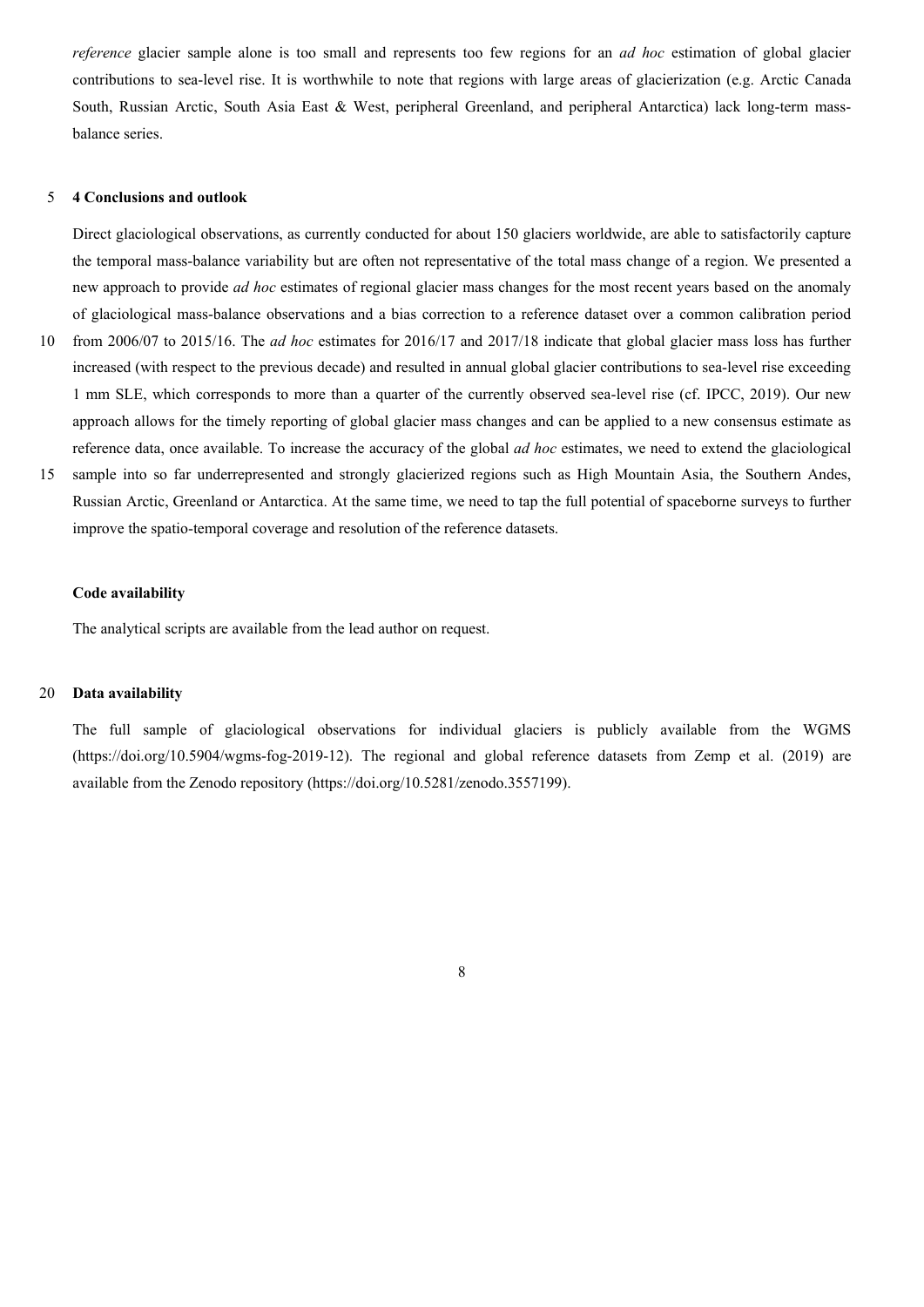*reference* glacier sample alone is too small and represents too few regions for an *ad hoc* estimation of global glacier contributions to sea-level rise. It is worthwhile to note that regions with large areas of glacierization (e.g. Arctic Canada South, Russian Arctic, South Asia East & West, peripheral Greenland, and peripheral Antarctica) lack long-term mass-balance series.

## 4 Conclusions and outlook

Direct glaciological observations, as currently conducted for about 150 glaciers worldwide, are able to satisfactorily capture the temporal mass-balance variability but are often not representative of the total mass change of a region. We presented a new approach to provide *ad hoc* estimates of regional glacier mass changes for the most recent years based on the anomaly of glaciological mass-balance observations and a bias correction to a reference dataset over a common calibration period from 2006/07 to 2015/16. The *ad hoc* estimates for 2016/17 and 2017/18 indicate that global glacier mass loss has further increased (with respect to the previous decade) and resulted in annual global glacier contributions to sea-level rise exceeding 1 mm SLE, which corresponds to more than a quarter of the currently observed sea-level rise (cf. IPCC, 2019). Our new approach allows for the timely reporting of global glacier mass changes and can be applied to a new consensus estimate as reference data, once available. To increase the accuracy of the global *ad hoc* estimates, we need to extend the glaciological sample into so far underrepresented and strongly glacierized regions such as High Mountain Asia, the Southern Andes, Russian Arctic, Greenland or Antarctica. At the same time, we need to tap the full potential of spaceborne surveys to further improve the spatio-temporal coverage and resolution of the reference datasets.

### Code availability

The analytical scripts are available from the lead author on request.

### Data availability

The full sample of glaciological observations for individual glaciers is publicly available from the WGMS (https://doi.org/10.5904/wgms-fog-2019-12). The regional and global reference datasets from Zemp et al. (2019) are available from the Zenodo repository (https://doi.org/10.5281/zenodo.3557199).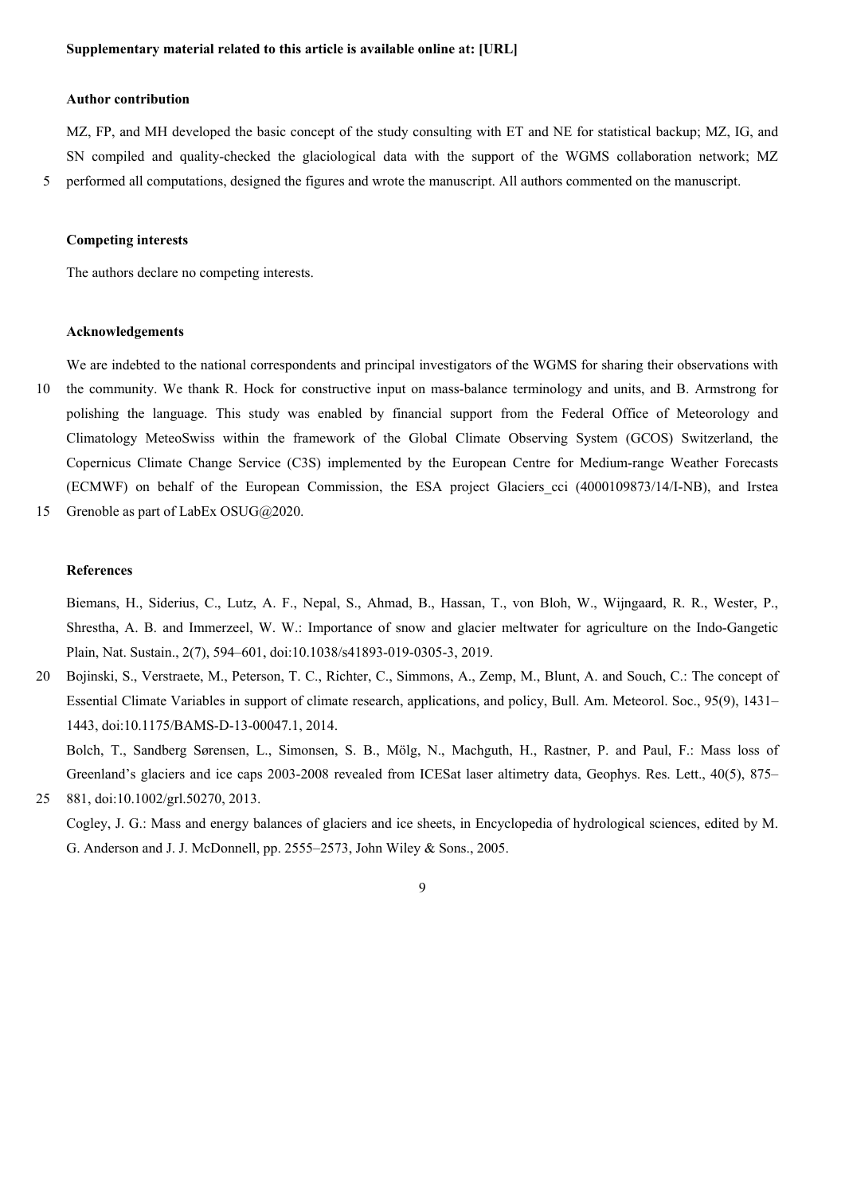**Supplementary material related to this article is available online at: [URL]**

### Author contribution

MZ, FP, and MH developed the basic concept of the study consulting with ET and NE for statistical backup; MZ, IG, and SN compiled and quality-checked the glaciological data with the support of the WGMS collaboration network; MZ performed all computations, designed the figures and wrote the manuscript. All authors commented on the manuscript.

### Competing interests

The authors declare no competing interests.

### Acknowledgements

We are indebted to the national correspondents and principal investigators of the WGMS for sharing their observations with the community. We thank R. Hock for constructive input on mass-balance terminology and units, and B. Armstrong for polishing the language. This study was enabled by financial support from the Federal Office of Meteorology and Climatology MeteoSwiss within the framework of the Global Climate Observing System (GCOS) Switzerland, the Copernicus Climate Change Service (C3S) implemented by the European Centre for Medium-range Weather Forecasts (ECMWF) on behalf of the European Commission, the ESA project Glaciers_cci (4000109873/14/I-NB), and Irstea Grenoble as part of LabEx OSUG@2020.

### References

Biemans, H., Siderius, C., Lutz, A. F., Nepal, S., Ahmad, B., Hassan, T., von Bloh, W., Wijngaard, R. R., Wester, P., Shrestha, A. B. and Immerzeel, W. W.: Importance of snow and glacier meltwater for agriculture on the Indo-Gangetic Plain, Nat. Sustain., 2(7), 594–601, doi:10.1038/s41893-019-0305-3, 2019.

Bojinski, S., Verstraete, M., Peterson, T. C., Richter, C., Simmons, A., Zemp, M., Blunt, A. and Souch, C.: The concept of Essential Climate Variables in support of climate research, applications, and policy, Bull. Am. Meteorol. Soc., 95(9), 1431–1443, doi:10.1175/BAMS-D-13-00047.1, 2014.

Bolch, T., Sandberg Sørensen, L., Simonsen, S. B., Mölg, N., Machguth, H., Rastner, P. and Paul, F.: Mass loss of Greenland's glaciers and ice caps 2003-2008 revealed from ICESat laser altimetry data, Geophys. Res. Lett., 40(5), 875–881, doi:10.1002/grl.50270, 2013.

Cogley, J. G.: Mass and energy balances of glaciers and ice sheets, in Encyclopedia of hydrological sciences, edited by M. G. Anderson and J. J. McDonnell, pp. 2555–2573, John Wiley & Sons., 2005.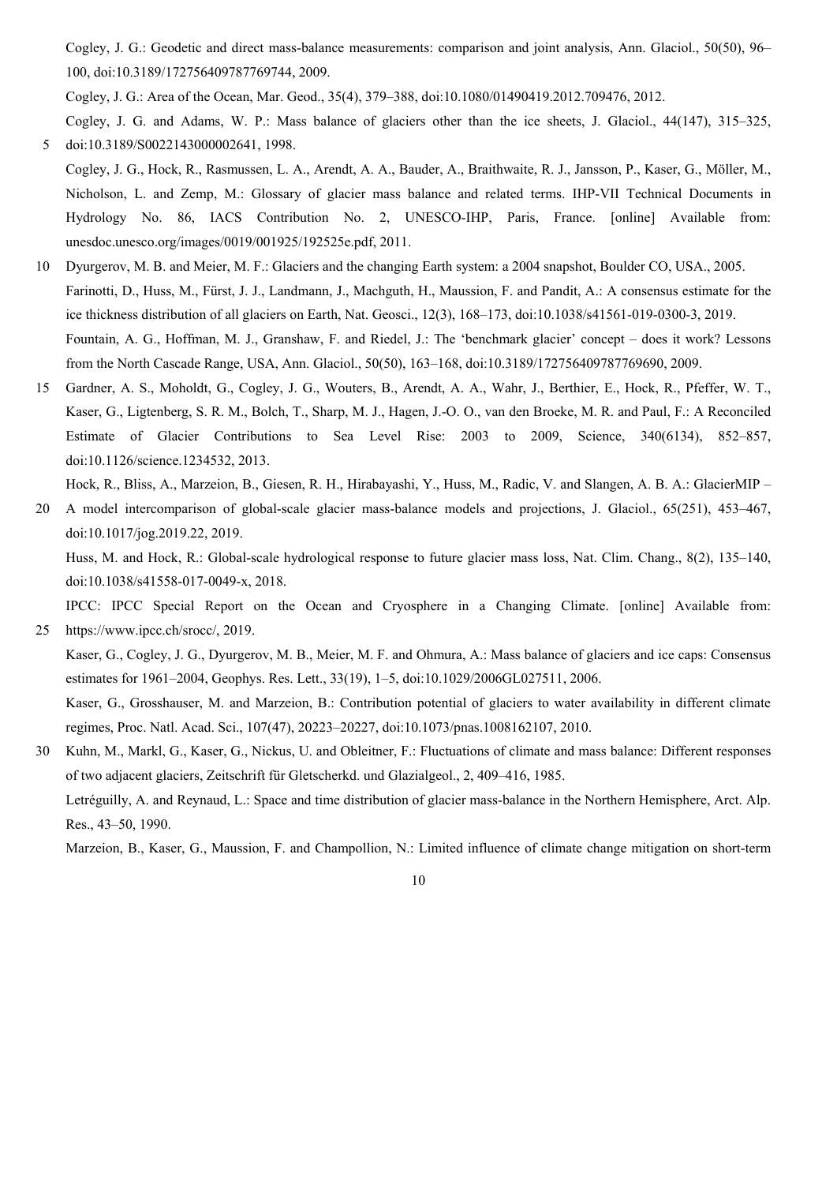Cogley, J. G.: Geodetic and direct mass-balance measurements: comparison and joint analysis, Ann. Glaciol., 50(50), 96–100, doi:10.3189/172756409787769744, 2009.

Cogley, J. G.: Area of the Ocean, Mar. Geod., 35(4), 379–388, doi:10.1080/01490419.2012.709476, 2012.

Cogley, J. G. and Adams, W. P.: Mass balance of glaciers other than the ice sheets, J. Glaciol., 44(147), 315–325, doi:10.3189/S0022143000002641, 1998.

Cogley, J. G., Hock, R., Rasmussen, L. A., Arendt, A. A., Bauder, A., Braithwaite, R. J., Jansson, P., Kaser, G., Möller, M., Nicholson, L. and Zemp, M.: Glossary of glacier mass balance and related terms. IHP-VII Technical Documents in Hydrology No. 86, IACS Contribution No. 2, UNESCO-IHP, Paris, France. [online] Available from: unesdoc.unesco.org/images/0019/001925/192525e.pdf, 2011.

Dyurgerov, M. B. and Meier, M. F.: Glaciers and the changing Earth system: a 2004 snapshot, Boulder CO, USA., 2005.

Farinotti, D., Huss, M., Fürst, J. J., Landmann, J., Machguth, H., Maussion, F. and Pandit, A.: A consensus estimate for the ice thickness distribution of all glaciers on Earth, Nat. Geosci., 12(3), 168–173, doi:10.1038/s41561-019-0300-3, 2019.

Fountain, A. G., Hoffman, M. J., Granshaw, F. and Riedel, J.: The 'benchmark glacier' concept – does it work? Lessons from the North Cascade Range, USA, Ann. Glaciol., 50(50), 163–168, doi:10.3189/172756409787769690, 2009.

Gardner, A. S., Moholdt, G., Cogley, J. G., Wouters, B., Arendt, A. A., Wahr, J., Berthier, E., Hock, R., Pfeffer, W. T., Kaser, G., Ligtenberg, S. R. M., Bolch, T., Sharp, M. J., Hagen, J.-O. O., van den Broeke, M. R. and Paul, F.: A Reconciled Estimate of Glacier Contributions to Sea Level Rise: 2003 to 2009, Science, 340(6134), 852–857, doi:10.1126/science.1234532, 2013.

Hock, R., Bliss, A., Marzeion, B., Giesen, R. H., Hirabayashi, Y., Huss, M., Radic, V. and Slangen, A. B. A.: GlacierMIP – A model intercomparison of global-scale glacier mass-balance models and projections, J. Glaciol., 65(251), 453–467, doi:10.1017/jog.2019.22, 2019.

Huss, M. and Hock, R.: Global-scale hydrological response to future glacier mass loss, Nat. Clim. Chang., 8(2), 135–140, doi:10.1038/s41558-017-0049-x, 2018.

IPCC: IPCC Special Report on the Ocean and Cryosphere in a Changing Climate. [online] Available from: https://www.ipcc.ch/srocc/, 2019.

Kaser, G., Cogley, J. G., Dyurgerov, M. B., Meier, M. F. and Ohmura, A.: Mass balance of glaciers and ice caps: Consensus estimates for 1961–2004, Geophys. Res. Lett., 33(19), 1–5, doi:10.1029/2006GL027511, 2006.

Kaser, G., Grosshauser, M. and Marzeion, B.: Contribution potential of glaciers to water availability in different climate regimes, Proc. Natl. Acad. Sci., 107(47), 20223–20227, doi:10.1073/pnas.1008162107, 2010.

Kuhn, M., Markl, G., Kaser, G., Nickus, U. and Obleitner, F.: Fluctuations of climate and mass balance: Different responses of two adjacent glaciers, Zeitschrift für Gletscherkd. und Glazialgeol., 2, 409–416, 1985.

Letréguilly, A. and Reynaud, L.: Space and time distribution of glacier mass-balance in the Northern Hemisphere, Arct. Alp. Res., 43–50, 1990.

Marzeion, B., Kaser, G., Maussion, F. and Champollion, N.: Limited influence of climate change mitigation on short-term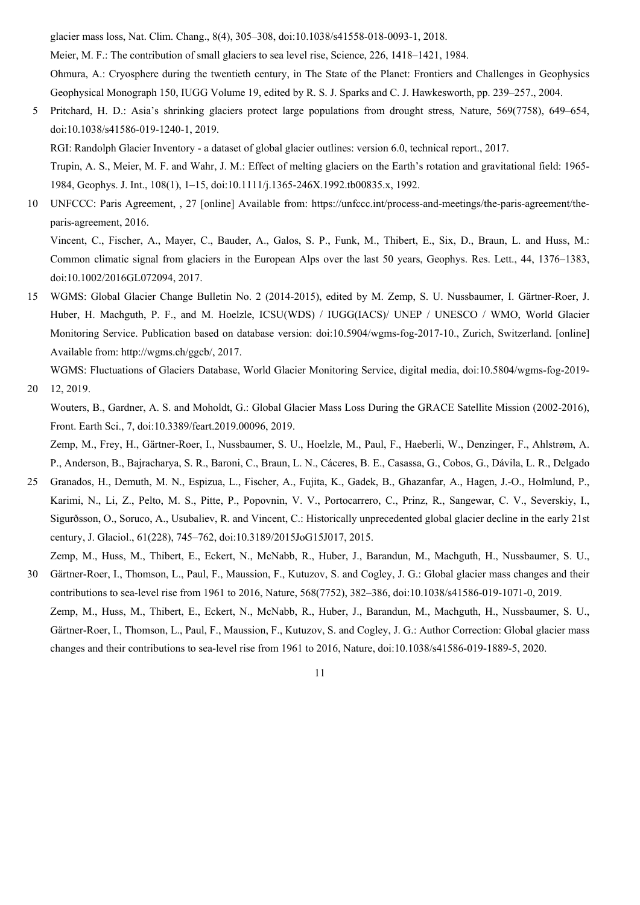glacier mass loss, Nat. Clim. Chang., 8(4), 305–308, doi:10.1038/s41558-018-0093-1, 2018.

Meier, M. F.: The contribution of small glaciers to sea level rise, Science, 226, 1418–1421, 1984.

Ohmura, A.: Cryosphere during the twentieth century, in The State of the Planet: Frontiers and Challenges in Geophysics Geophysical Monograph 150, IUGG Volume 19, edited by R. S. J. Sparks and C. J. Hawkesworth, pp. 239–257., 2004.

Pritchard, H. D.: Asia's shrinking glaciers protect large populations from drought stress, Nature, 569(7758), 649–654, doi:10.1038/s41586-019-1240-1, 2019.

RGI: Randolph Glacier Inventory - a dataset of global glacier outlines: version 6.0, technical report., 2017.

Trupin, A. S., Meier, M. F. and Wahr, J. M.: Effect of melting glaciers on the Earth's rotation and gravitational field: 1965-1984, Geophys. J. Int., 108(1), 1–15, doi:10.1111/j.1365-246X.1992.tb00835.x, 1992.

UNFCCC: Paris Agreement, , 27 [online] Available from: https://unfccc.int/process-and-meetings/the-paris-agreement/the-paris-agreement, 2016.

Vincent, C., Fischer, A., Mayer, C., Bauder, A., Galos, S. P., Funk, M., Thibert, E., Six, D., Braun, L. and Huss, M.: Common climatic signal from glaciers in the European Alps over the last 50 years, Geophys. Res. Lett., 44, 1376–1383, doi:10.1002/2016GL072094, 2017.

WGMS: Global Glacier Change Bulletin No. 2 (2014-2015), edited by M. Zemp, S. U. Nussbaumer, I. Gärtner-Roer, J. Huber, H. Machguth, P. F., and M. Hoelzle, ICSU(WDS) / IUGG(IACS)/ UNEP / UNESCO / WMO, World Glacier Monitoring Service. Publication based on database version: doi:10.5904/wgms-fog-2017-10., Zurich, Switzerland. [online] Available from: http://wgms.ch/ggcb/, 2017.

WGMS: Fluctuations of Glaciers Database, World Glacier Monitoring Service, digital media, doi:10.5804/wgms-fog-2019-12, 2019.

Wouters, B., Gardner, A. S. and Moholdt, G.: Global Glacier Mass Loss During the GRACE Satellite Mission (2002-2016), Front. Earth Sci., 7, doi:10.3389/feart.2019.00096, 2019.

Zemp, M., Frey, H., Gärtner-Roer, I., Nussbaumer, S. U., Hoelzle, M., Paul, F., Haeberli, W., Denzinger, F., Ahlstrøm, A. P., Anderson, B., Bajracharya, S. R., Baroni, C., Braun, L. N., Cáceres, B. E., Casassa, G., Cobos, G., Dávila, L. R., Delgado Granados, H., Demuth, M. N., Espizua, L., Fischer, A., Fujita, K., Gadek, B., Ghazanfar, A., Hagen, J.-O., Holmlund, P., Karimi, N., Li, Z., Pelto, M. S., Pitte, P., Popovnin, V. V., Portocarrero, C., Prinz, R., Sangewar, C. V., Severskiy, I., Sigurðsson, O., Soruco, A., Usubaliev, R. and Vincent, C.: Historically unprecedented global glacier decline in the early 21st century, J. Glaciol., 61(228), 745–762, doi:10.3189/2015JoG15J017, 2015.

Zemp, M., Huss, M., Thibert, E., Eckert, N., McNabb, R., Huber, J., Barandun, M., Machguth, H., Nussbaumer, S. U., Gärtner-Roer, I., Thomson, L., Paul, F., Maussion, F., Kutuzov, S. and Cogley, J. G.: Global glacier mass changes and their contributions to sea-level rise from 1961 to 2016, Nature, 568(7752), 382–386, doi:10.1038/s41586-019-1071-0, 2019.

Zemp, M., Huss, M., Thibert, E., Eckert, N., McNabb, R., Huber, J., Barandun, M., Machguth, H., Nussbaumer, S. U., Gärtner-Roer, I., Thomson, L., Paul, F., Maussion, F., Kutuzov, S. and Cogley, J. G.: Author Correction: Global glacier mass changes and their contributions to sea-level rise from 1961 to 2016, Nature, doi:10.1038/s41586-019-1889-5, 2020.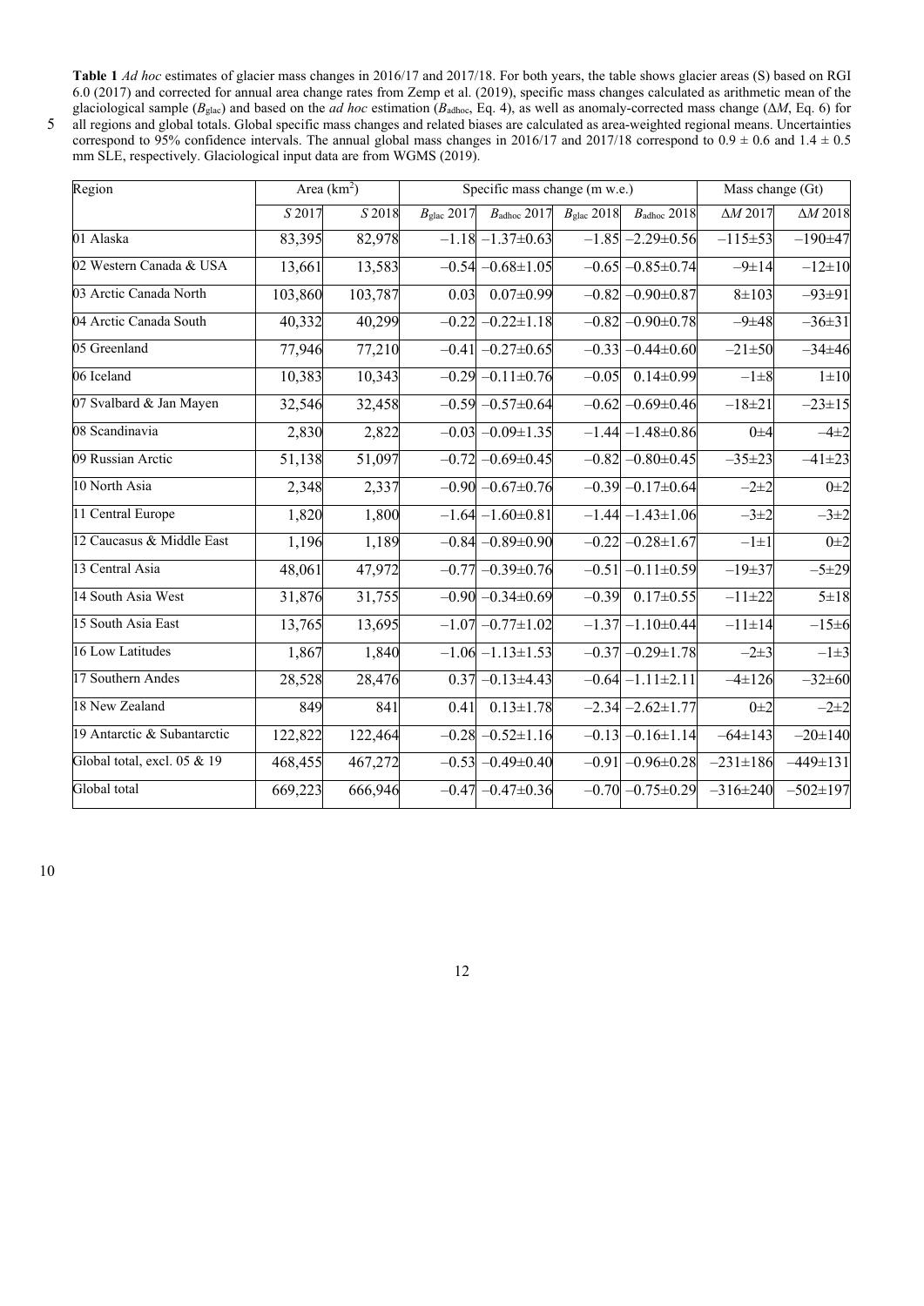**Table 1** *Ad hoc* estimates of glacier mass changes in 2016/17 and 2017/18. For both years, the table shows glacier areas (S) based on RGI 6.0 (2017) and corrected for annual area change rates from Zemp et al. (2019), specific mass changes calculated as arithmetic mean of the glaciological sample ($B_{glac}$) and based on the *ad hoc* estimation ($B_{adhoc}$, Eq. 4), as well as anomaly-corrected mass change ($\Delta M$, Eq. 6) for all regions and global totals. Global specific mass changes and related biases are calculated as area-weighted regional means. Uncertainties correspond to 95% confidence intervals. The annual global mass changes in 2016/17 and 2017/18 correspond to 0.9 ± 0.6 and 1.4 ± 0.5 mm SLE, respectively. Glaciological input data are from WGMS (2019).

| Region | Area (km$^2$) | | Specific mass change (m w.e.) | | | | Mass change (Gt) | |
|---|---|---|---|---|---|---|---|---|
| | $S$ 2017 | $S$ 2018 | $B_{glac}$ 2017 | $B_{adhoc}$ 2017 | $B_{glac}$ 2018 | $B_{adhoc}$ 2018 | $\Delta M$ 2017 | $\Delta M$ 2018 |
| 01 Alaska | 83,395 | 82,978 | −1.18 | −1.37±0.63 | −1.85 | −2.29±0.56 | −115±53 | −190±47 |
| 02 Western Canada & USA | 13,661 | 13,583 | −0.54 | −0.68±1.05 | −0.65 | −0.85±0.74 | −9±14 | −12±10 |
| 03 Arctic Canada North | 103,860 | 103,787 | 0.03 | 0.07±0.99 | −0.82 | −0.90±0.87 | 8±103 | −93±91 |
| 04 Arctic Canada South | 40,332 | 40,299 | −0.22 | −0.22±1.18 | −0.82 | −0.90±0.78 | −9±48 | −36±31 |
| 05 Greenland | 77,946 | 77,210 | −0.41 | −0.27±0.65 | −0.33 | −0.44±0.60 | −21±50 | −34±46 |
| 06 Iceland | 10,383 | 10,343 | −0.29 | −0.11±0.76 | −0.05 | 0.14±0.99 | −1±8 | 1±10 |
| 07 Svalbard & Jan Mayen | 32,546 | 32,458 | −0.59 | −0.57±0.64 | −0.62 | −0.69±0.46 | −18±21 | −23±15 |
| 08 Scandinavia | 2,830 | 2,822 | −0.03 | −0.09±1.35 | −1.44 | −1.48±0.86 | 0±4 | −4±2 |
| 09 Russian Arctic | 51,138 | 51,097 | −0.72 | −0.69±0.45 | −0.82 | −0.80±0.45 | −35±23 | −41±23 |
| 10 North Asia | 2,348 | 2,337 | −0.90 | −0.67±0.76 | −0.39 | −0.17±0.64 | −2±2 | 0±2 |
| 11 Central Europe | 1,820 | 1,800 | −1.64 | −1.60±0.81 | −1.44 | −1.43±1.06 | −3±2 | −3±2 |
| 12 Caucasus & Middle East | 1,196 | 1,189 | −0.84 | −0.89±0.90 | −0.22 | −0.28±1.67 | −1±1 | 0±2 |
| 13 Central Asia | 48,061 | 47,972 | −0.77 | −0.39±0.76 | −0.51 | −0.11±0.59 | −19±37 | −5±29 |
| 14 South Asia West | 31,876 | 31,755 | −0.90 | −0.34±0.69 | −0.39 | 0.17±0.55 | −11±22 | 5±18 |
| 15 South Asia East | 13,765 | 13,695 | −1.07 | −0.77±1.02 | −1.37 | −1.10±0.44 | −11±14 | −15±6 |
| 16 Low Latitudes | 1,867 | 1,840 | −1.06 | −1.13±1.53 | −0.37 | −0.29±1.78 | −2±3 | −1±3 |
| 17 Southern Andes | 28,528 | 28,476 | 0.37 | −0.13±4.43 | −0.64 | −1.11±2.11 | −4±126 | −32±60 |
| 18 New Zealand | 849 | 841 | 0.41 | 0.13±1.78 | −2.34 | −2.62±1.77 | 0±2 | −2±2 |
| 19 Antarctic & Subantarctic | 122,822 | 122,464 | −0.28 | −0.52±1.16 | −0.13 | −0.16±1.14 | −64±143 | −20±140 |
| Global total, excl. 05 & 19 | 468,455 | 467,272 | −0.53 | −0.49±0.40 | −0.91 | −0.96±0.28 | −231±186 | −449±131 |
| Global total | 669,223 | 666,946 | −0.47 | −0.47±0.36 | −0.70 | −0.75±0.29 | −316±240 | −502±197 |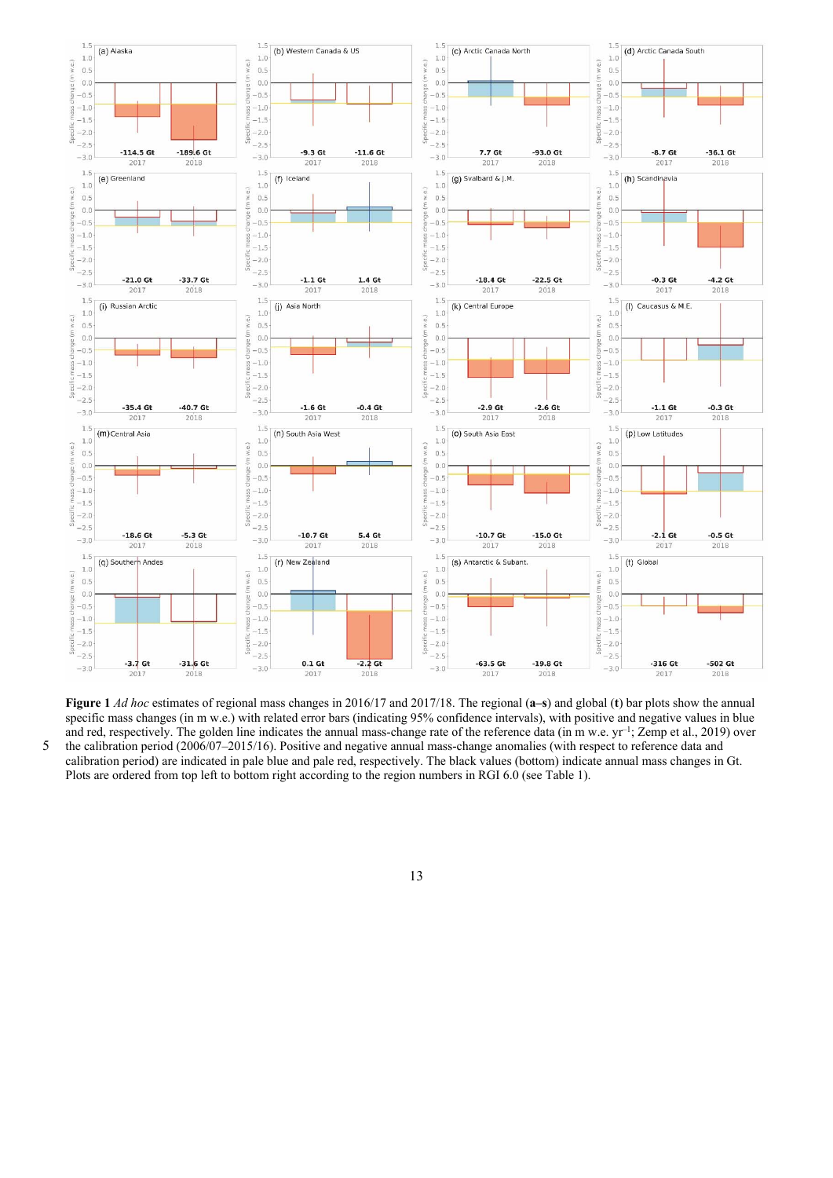(a) Alaska
-114.5 Gt -189.6 Gt
2017 2018

(b) Western Canada & US
-9.3 Gt -11.6 Gt
2017 2018

(c) Arctic Canada North
7.7 Gt -93.0 Gt
2017 2018

(d) Arctic Canada South
-8.7 Gt -36.1 Gt
2017 2018

(e) Greenland
-21.0 Gt -33.7 Gt
2017 2018

(f) Iceland
-1.1 Gt 1.4 Gt
2017 2018

(g) Svalbard & J.M.
-18.4 Gt -22.5 Gt
2017 2018

(h) Scandinavia
-0.3 Gt -4.2 Gt
2017 2018

(i) Russian Arctic
-35.4 Gt -40.7 Gt
2017 2018

(j) Asia North
-1.6 Gt -0.4 Gt
2017 2018

(k) Central Europe
-2.9 Gt -2.6 Gt
2017 2018

(l) Caucasus & M.E.
-1.1 Gt -0.3 Gt
2017 2018

(m) Central Asia
-18.6 Gt -5.3 Gt
2017 2018

(n) South Asia West
-10.7 Gt 5.4 Gt
2017 2018

(o) South Asia East
-10.7 Gt -15.0 Gt
2017 2018

(p) Low Latitudes
-2.1 Gt -0.5 Gt
2017 2018

(q) Southern Andes
-3.7 Gt -31.6 Gt
2017 2018

(r) New Zealand
0.1 Gt -2.2 Gt
2017 2018

(s) Antarctic & Subant.
-63.5 Gt -19.8 Gt
2017 2018

(t) Global
-316 Gt -502 Gt
2017 2018

Specific mass change (m w.e.)

**Figure 1** *Ad hoc* estimates of regional mass changes in 2016/17 and 2017/18. The regional (**a–s**) and global (**t**) bar plots show the annual specific mass changes (in m w.e.) with related error bars (indicating 95% confidence intervals), with positive and negative values in blue and red, respectively. The golden line indicates the annual mass-change rate of the reference data (in m w.e. $yr^{-1}$; Zemp et al., 2019) over the calibration period (2006/07–2015/16). Positive and negative annual mass-change anomalies (with respect to reference data and calibration period) are indicated in pale blue and pale red, respectively. The black values (bottom) indicate annual mass changes in Gt. Plots are ordered from top left to bottom right according to the region numbers in RGI 6.0 (see Table 1).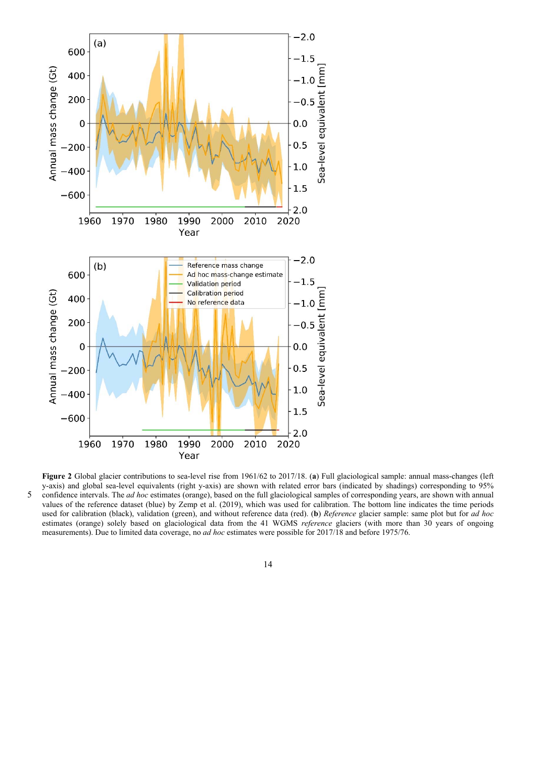(a)

Annual mass change (Gt)

600

400

200

0

−200

−400

−600

Sea-level equivalent [mm]

−2.0

−1.5

−1.0

−0.5

0.0

0.5

1.0

1.5

2.0

1960 1970 1980 1990 2000 2010 2020

Year

(b)

Reference mass change

Ad hoc mass-change estimate

Validation period

Calibration period

No reference data

Annual mass change (Gt)

600

400

200

0

−200

−400

−600

Sea-level equivalent [mm]

−2.0

−1.5

−1.0

−0.5

0.0

0.5

1.0

1.5

2.0

1960 1970 1980 1990 2000 2010 2020

Year

**Figure 2** Global glacier contributions to sea-level rise from 1961/62 to 2017/18. (**a**) Full glaciological sample: annual mass-changes (left y-axis) and global sea-level equivalents (right y-axis) are shown with related error bars (indicated by shadings) corresponding to 95% confidence intervals. The *ad hoc* estimates (orange), based on the full glaciological samples of corresponding years, are shown with annual values of the reference dataset (blue) by Zemp et al. (2019), which was used for calibration. The bottom line indicates the time periods used for calibration (black), validation (green), and without reference data (red). (**b**) *Reference* glacier sample: same plot but for *ad hoc* estimates (orange) solely based on glaciological data from the 41 WGMS *reference* glaciers (with more than 30 years of ongoing measurements). Due to limited data coverage, no *ad hoc* estimates were possible for 2017/18 and before 1975/76.